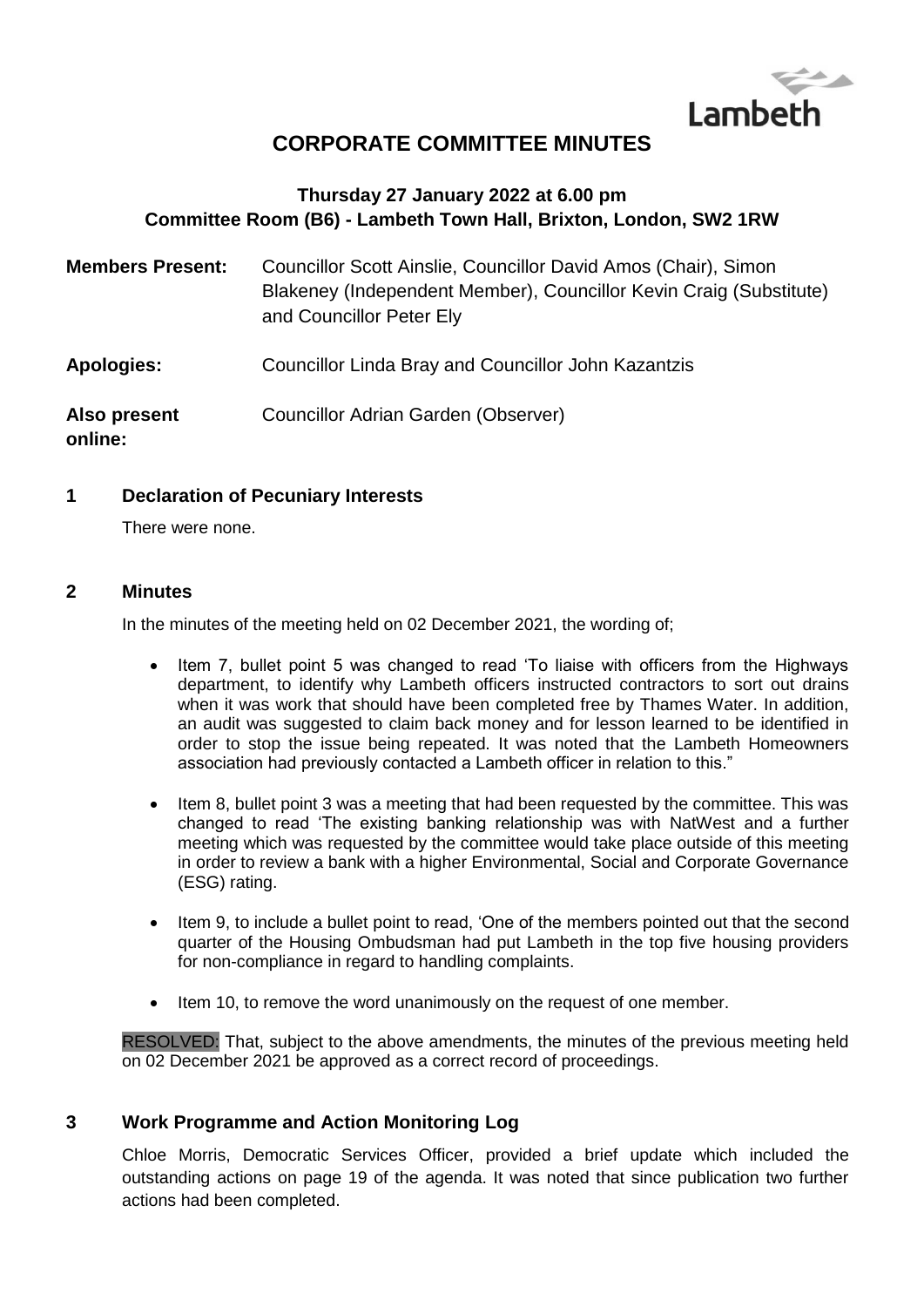Lambeth

# CORPORATE COMMITTEE MINUTES

**Thursday 27 January 2022 at 6.00 pm**
**Committee Room (B6) - Lambeth Town Hall, Brixton, London, SW2 1RW**

| | |
|---|---|
| **Members Present:** | Councillor Scott Ainslie, Councillor David Amos (Chair), Simon Blakeney (Independent Member), Councillor Kevin Craig (Substitute) and Councillor Peter Ely |
| **Apologies:** | Councillor Linda Bray and Councillor John Kazantzis |
| **Also present online:** | Councillor Adrian Garden (Observer) |

## 1 Declaration of Pecuniary Interests

There were none.

## 2 Minutes

In the minutes of the meeting held on 02 December 2021, the wording of;

- Item 7, bullet point 5 was changed to read 'To liaise with officers from the Highways department, to identify why Lambeth officers instructed contractors to sort out drains when it was work that should have been completed free by Thames Water. In addition, an audit was suggested to claim back money and for lesson learned to be identified in order to stop the issue being repeated. It was noted that the Lambeth Homeowners association had previously contacted a Lambeth officer in relation to this."
- Item 8, bullet point 3 was a meeting that had been requested by the committee. This was changed to read 'The existing banking relationship was with NatWest and a further meeting which was requested by the committee would take place outside of this meeting in order to review a bank with a higher Environmental, Social and Corporate Governance (ESG) rating.
- Item 9, to include a bullet point to read, 'One of the members pointed out that the second quarter of the Housing Ombudsman had put Lambeth in the top five housing providers for non-compliance in regard to handling complaints.
- Item 10, to remove the word unanimously on the request of one member.

RESOLVED: That, subject to the above amendments, the minutes of the previous meeting held on 02 December 2021 be approved as a correct record of proceedings.

## 3 Work Programme and Action Monitoring Log

Chloe Morris, Democratic Services Officer, provided a brief update which included the outstanding actions on page 19 of the agenda. It was noted that since publication two further actions had been completed.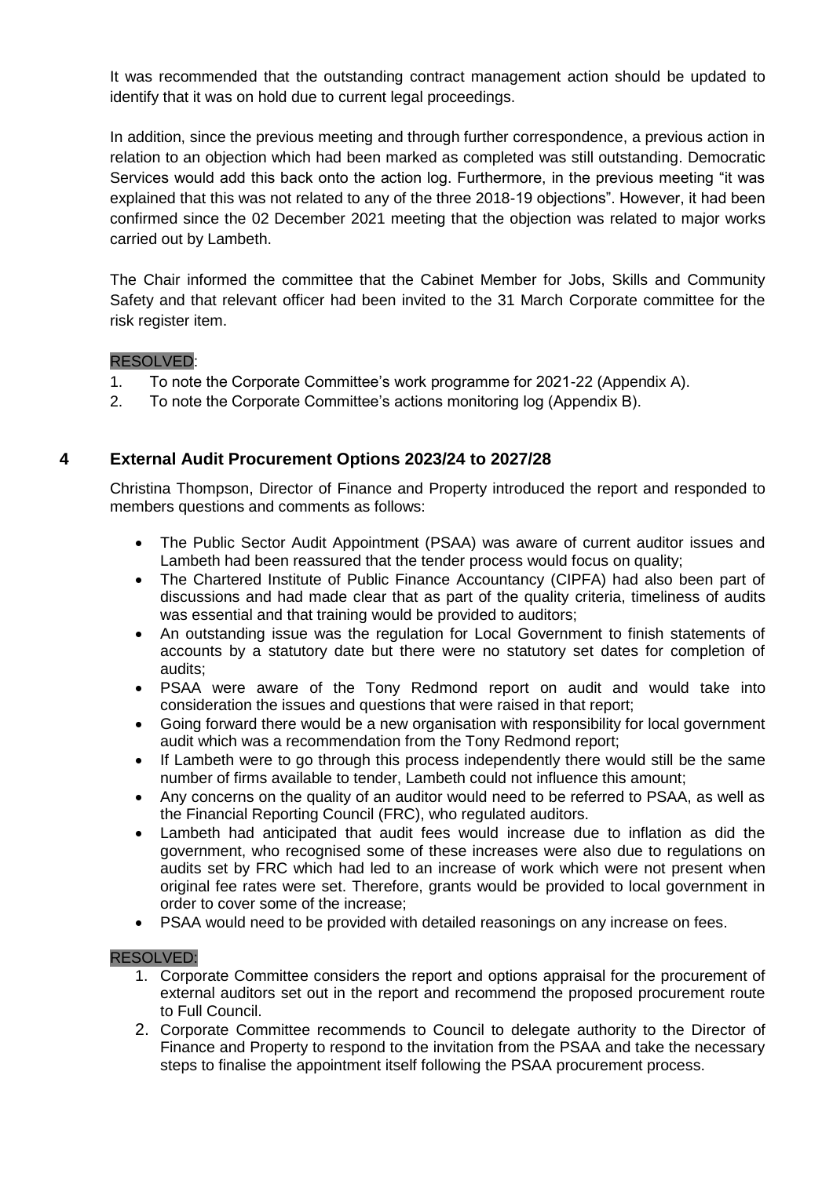It was recommended that the outstanding contract management action should be updated to identify that it was on hold due to current legal proceedings.

In addition, since the previous meeting and through further correspondence, a previous action in relation to an objection which had been marked as completed was still outstanding. Democratic Services would add this back onto the action log. Furthermore, in the previous meeting "it was explained that this was not related to any of the three 2018-19 objections". However, it had been confirmed since the 02 December 2021 meeting that the objection was related to major works carried out by Lambeth.

The Chair informed the committee that the Cabinet Member for Jobs, Skills and Community Safety and that relevant officer had been invited to the 31 March Corporate committee for the risk register item.

RESOLVED:

1. To note the Corporate Committee's work programme for 2021-22 (Appendix A).
2. To note the Corporate Committee's actions monitoring log (Appendix B).

## 4 External Audit Procurement Options 2023/24 to 2027/28

Christina Thompson, Director of Finance and Property introduced the report and responded to members questions and comments as follows:

- The Public Sector Audit Appointment (PSAA) was aware of current auditor issues and Lambeth had been reassured that the tender process would focus on quality;
- The Chartered Institute of Public Finance Accountancy (CIPFA) had also been part of discussions and had made clear that as part of the quality criteria, timeliness of audits was essential and that training would be provided to auditors;
- An outstanding issue was the regulation for Local Government to finish statements of accounts by a statutory date but there were no statutory set dates for completion of audits;
- PSAA were aware of the Tony Redmond report on audit and would take into consideration the issues and questions that were raised in that report;
- Going forward there would be a new organisation with responsibility for local government audit which was a recommendation from the Tony Redmond report;
- If Lambeth were to go through this process independently there would still be the same number of firms available to tender, Lambeth could not influence this amount;
- Any concerns on the quality of an auditor would need to be referred to PSAA, as well as the Financial Reporting Council (FRC), who regulated auditors.
- Lambeth had anticipated that audit fees would increase due to inflation as did the government, who recognised some of these increases were also due to regulations on audits set by FRC which had led to an increase of work which were not present when original fee rates were set. Therefore, grants would be provided to local government in order to cover some of the increase;
- PSAA would need to be provided with detailed reasonings on any increase on fees.

RESOLVED:

1. Corporate Committee considers the report and options appraisal for the procurement of external auditors set out in the report and recommend the proposed procurement route to Full Council.
2. Corporate Committee recommends to Council to delegate authority to the Director of Finance and Property to respond to the invitation from the PSAA and take the necessary steps to finalise the appointment itself following the PSAA procurement process.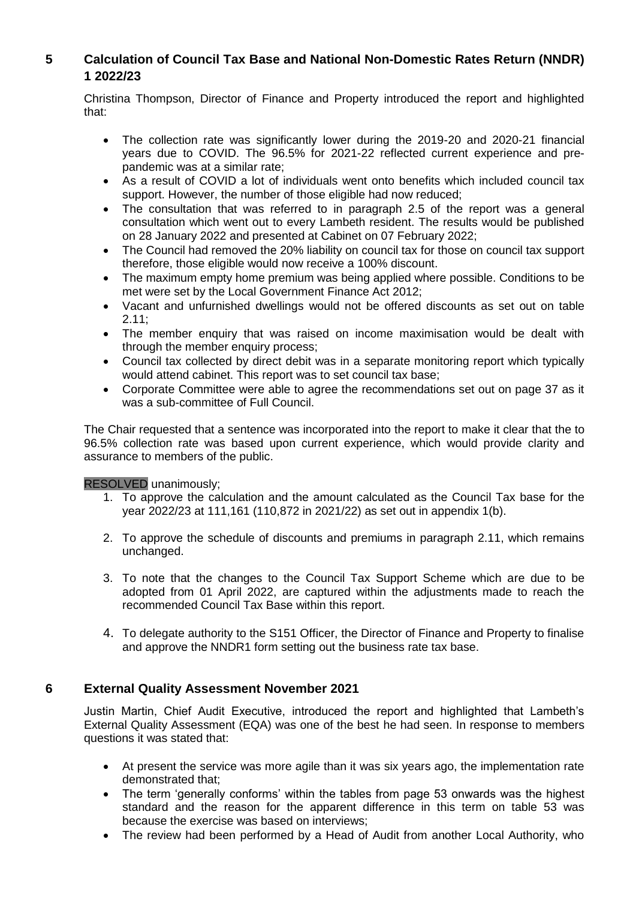## 5 Calculation of Council Tax Base and National Non-Domestic Rates Return (NNDR) 1 2022/23

Christina Thompson, Director of Finance and Property introduced the report and highlighted that:

- The collection rate was significantly lower during the 2019-20 and 2020-21 financial years due to COVID. The 96.5% for 2021-22 reflected current experience and pre-pandemic was at a similar rate;
- As a result of COVID a lot of individuals went onto benefits which included council tax support. However, the number of those eligible had now reduced;
- The consultation that was referred to in paragraph 2.5 of the report was a general consultation which went out to every Lambeth resident. The results would be published on 28 January 2022 and presented at Cabinet on 07 February 2022;
- The Council had removed the 20% liability on council tax for those on council tax support therefore, those eligible would now receive a 100% discount.
- The maximum empty home premium was being applied where possible. Conditions to be met were set by the Local Government Finance Act 2012;
- Vacant and unfurnished dwellings would not be offered discounts as set out on table 2.11;
- The member enquiry that was raised on income maximisation would be dealt with through the member enquiry process;
- Council tax collected by direct debit was in a separate monitoring report which typically would attend cabinet. This report was to set council tax base;
- Corporate Committee were able to agree the recommendations set out on page 37 as it was a sub-committee of Full Council.

The Chair requested that a sentence was incorporated into the report to make it clear that the to 96.5% collection rate was based upon current experience, which would provide clarity and assurance to members of the public.

RESOLVED unanimously;

1. To approve the calculation and the amount calculated as the Council Tax base for the year 2022/23 at 111,161 (110,872 in 2021/22) as set out in appendix 1(b).
2. To approve the schedule of discounts and premiums in paragraph 2.11, which remains unchanged.
3. To note that the changes to the Council Tax Support Scheme which are due to be adopted from 01 April 2022, are captured within the adjustments made to reach the recommended Council Tax Base within this report.
4. To delegate authority to the S151 Officer, the Director of Finance and Property to finalise and approve the NNDR1 form setting out the business rate tax base.

## 6 External Quality Assessment November 2021

Justin Martin, Chief Audit Executive, introduced the report and highlighted that Lambeth's External Quality Assessment (EQA) was one of the best he had seen. In response to members questions it was stated that:

- At present the service was more agile than it was six years ago, the implementation rate demonstrated that;
- The term 'generally conforms' within the tables from page 53 onwards was the highest standard and the reason for the apparent difference in this term on table 53 was because the exercise was based on interviews;
- The review had been performed by a Head of Audit from another Local Authority, who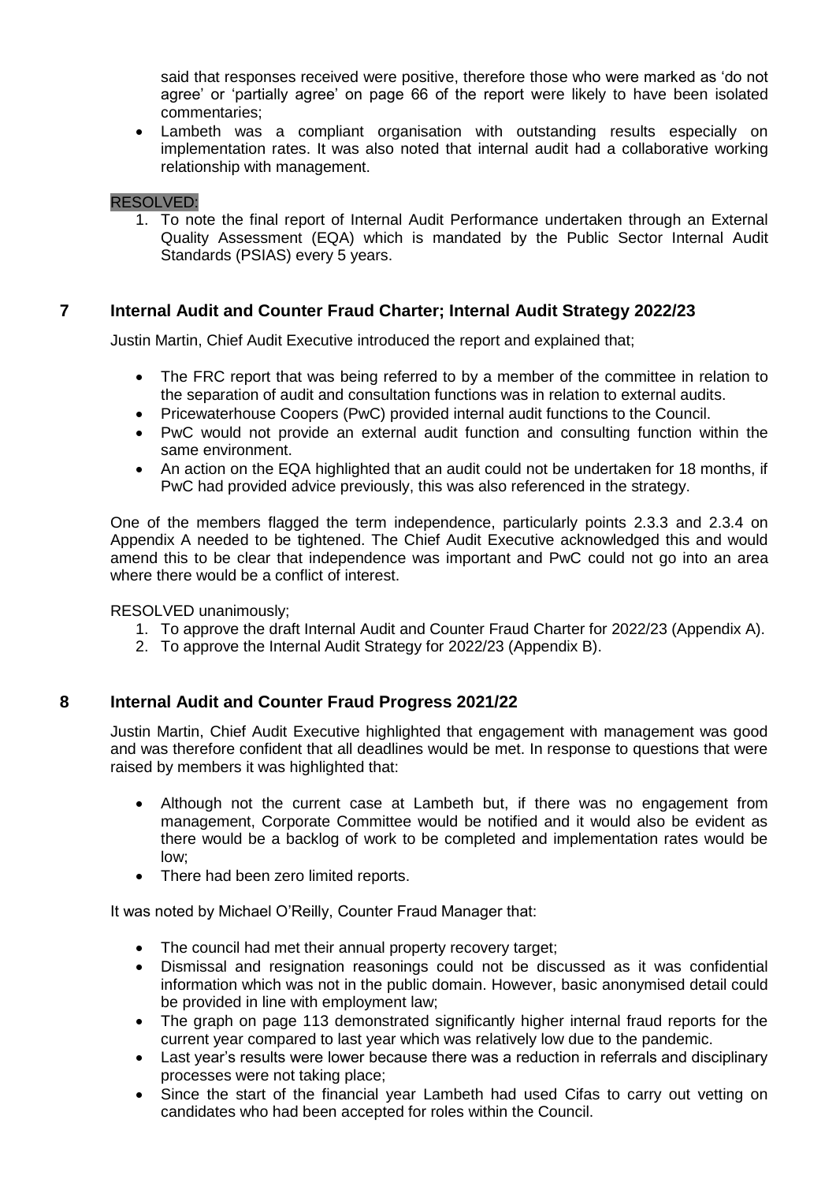said that responses received were positive, therefore those who were marked as 'do not agree' or 'partially agree' on page 66 of the report were likely to have been isolated commentaries;

- Lambeth was a compliant organisation with outstanding results especially on implementation rates. It was also noted that internal audit had a collaborative working relationship with management.

RESOLVED:

1. To note the final report of Internal Audit Performance undertaken through an External Quality Assessment (EQA) which is mandated by the Public Sector Internal Audit Standards (PSIAS) every 5 years.

## 7 Internal Audit and Counter Fraud Charter; Internal Audit Strategy 2022/23

Justin Martin, Chief Audit Executive introduced the report and explained that;

- The FRC report that was being referred to by a member of the committee in relation to the separation of audit and consultation functions was in relation to external audits.
- Pricewaterhouse Coopers (PwC) provided internal audit functions to the Council.
- PwC would not provide an external audit function and consulting function within the same environment.
- An action on the EQA highlighted that an audit could not be undertaken for 18 months, if PwC had provided advice previously, this was also referenced in the strategy.

One of the members flagged the term independence, particularly points 2.3.3 and 2.3.4 on Appendix A needed to be tightened. The Chief Audit Executive acknowledged this and would amend this to be clear that independence was important and PwC could not go into an area where there would be a conflict of interest.

RESOLVED unanimously;

1. To approve the draft Internal Audit and Counter Fraud Charter for 2022/23 (Appendix A).
2. To approve the Internal Audit Strategy for 2022/23 (Appendix B).

## 8 Internal Audit and Counter Fraud Progress 2021/22

Justin Martin, Chief Audit Executive highlighted that engagement with management was good and was therefore confident that all deadlines would be met. In response to questions that were raised by members it was highlighted that:

- Although not the current case at Lambeth but, if there was no engagement from management, Corporate Committee would be notified and it would also be evident as there would be a backlog of work to be completed and implementation rates would be low;
- There had been zero limited reports.

It was noted by Michael O'Reilly, Counter Fraud Manager that:

- The council had met their annual property recovery target;
- Dismissal and resignation reasonings could not be discussed as it was confidential information which was not in the public domain. However, basic anonymised detail could be provided in line with employment law;
- The graph on page 113 demonstrated significantly higher internal fraud reports for the current year compared to last year which was relatively low due to the pandemic.
- Last year's results were lower because there was a reduction in referrals and disciplinary processes were not taking place;
- Since the start of the financial year Lambeth had used Cifas to carry out vetting on candidates who had been accepted for roles within the Council.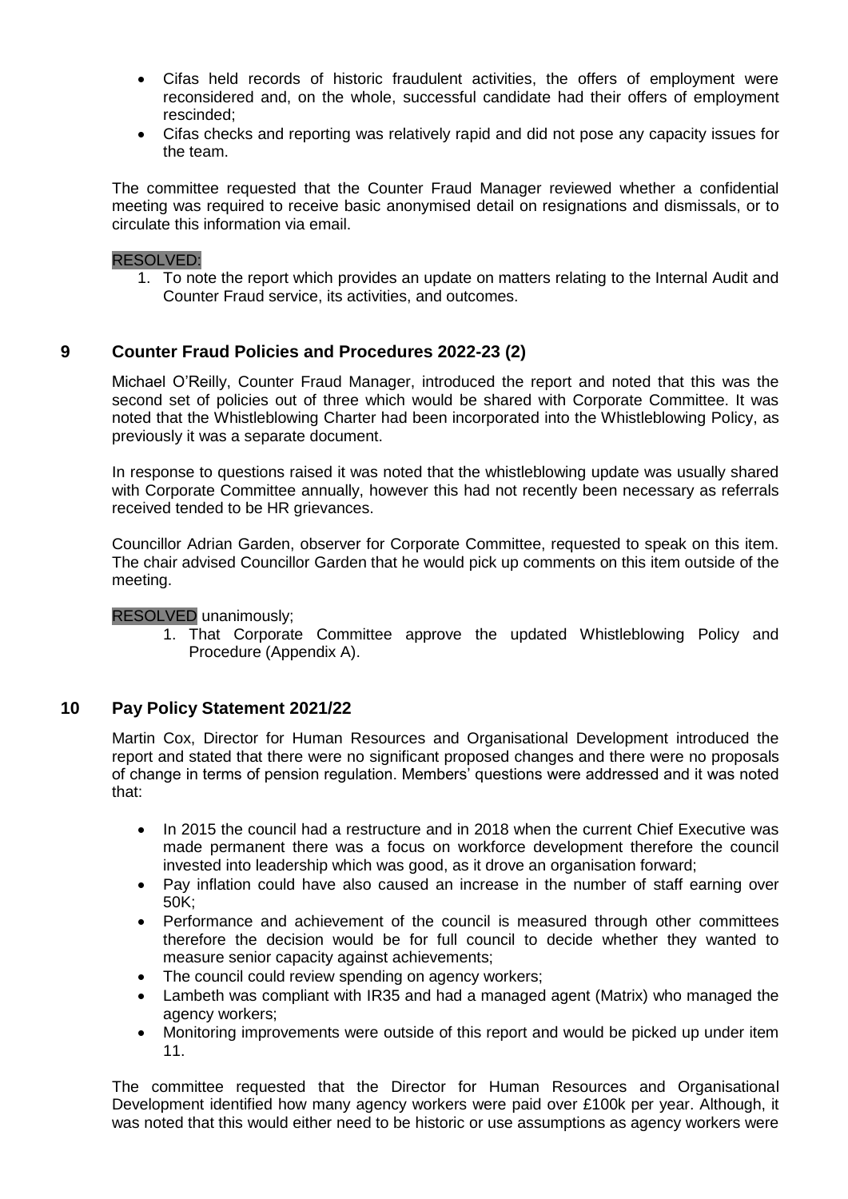- Cifas held records of historic fraudulent activities, the offers of employment were reconsidered and, on the whole, successful candidate had their offers of employment rescinded;
- Cifas checks and reporting was relatively rapid and did not pose any capacity issues for the team.

The committee requested that the Counter Fraud Manager reviewed whether a confidential meeting was required to receive basic anonymised detail on resignations and dismissals, or to circulate this information via email.

RESOLVED:

1. To note the report which provides an update on matters relating to the Internal Audit and Counter Fraud service, its activities, and outcomes.

## 9 Counter Fraud Policies and Procedures 2022-23 (2)

Michael O'Reilly, Counter Fraud Manager, introduced the report and noted that this was the second set of policies out of three which would be shared with Corporate Committee. It was noted that the Whistleblowing Charter had been incorporated into the Whistleblowing Policy, as previously it was a separate document.

In response to questions raised it was noted that the whistleblowing update was usually shared with Corporate Committee annually, however this had not recently been necessary as referrals received tended to be HR grievances.

Councillor Adrian Garden, observer for Corporate Committee, requested to speak on this item. The chair advised Councillor Garden that he would pick up comments on this item outside of the meeting.

RESOLVED unanimously;

1. That Corporate Committee approve the updated Whistleblowing Policy and Procedure (Appendix A).

## 10 Pay Policy Statement 2021/22

Martin Cox, Director for Human Resources and Organisational Development introduced the report and stated that there were no significant proposed changes and there were no proposals of change in terms of pension regulation. Members' questions were addressed and it was noted that:

- In 2015 the council had a restructure and in 2018 when the current Chief Executive was made permanent there was a focus on workforce development therefore the council invested into leadership which was good, as it drove an organisation forward;
- Pay inflation could have also caused an increase in the number of staff earning over 50K;
- Performance and achievement of the council is measured through other committees therefore the decision would be for full council to decide whether they wanted to measure senior capacity against achievements;
- The council could review spending on agency workers;
- Lambeth was compliant with IR35 and had a managed agent (Matrix) who managed the agency workers;
- Monitoring improvements were outside of this report and would be picked up under item 11.

The committee requested that the Director for Human Resources and Organisational Development identified how many agency workers were paid over £100k per year. Although, it was noted that this would either need to be historic or use assumptions as agency workers were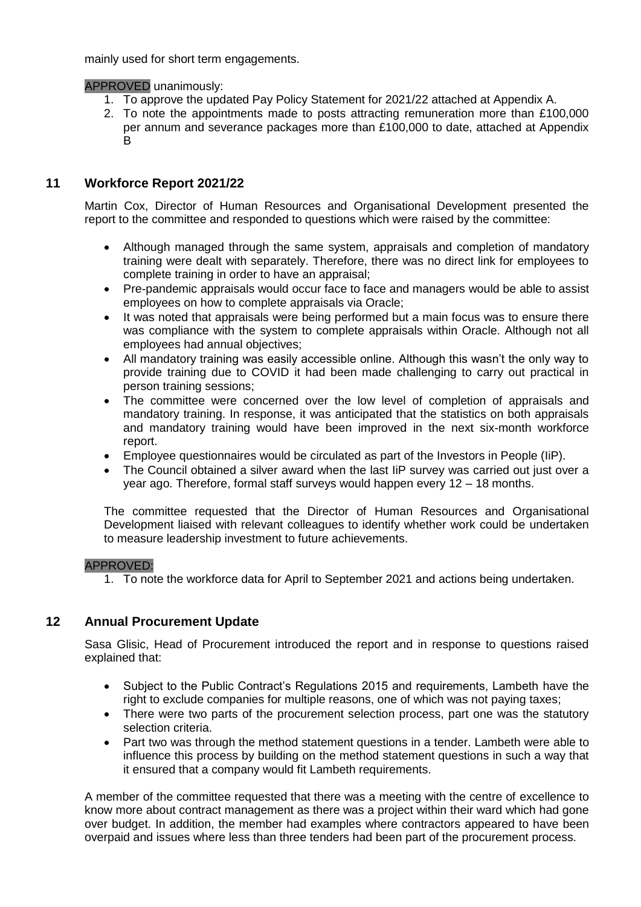mainly used for short term engagements.

APPROVED unanimously:

1. To approve the updated Pay Policy Statement for 2021/22 attached at Appendix A.
2. To note the appointments made to posts attracting remuneration more than £100,000 per annum and severance packages more than £100,000 to date, attached at Appendix B

## 11 Workforce Report 2021/22

Martin Cox, Director of Human Resources and Organisational Development presented the report to the committee and responded to questions which were raised by the committee:

- Although managed through the same system, appraisals and completion of mandatory training were dealt with separately. Therefore, there was no direct link for employees to complete training in order to have an appraisal;
- Pre-pandemic appraisals would occur face to face and managers would be able to assist employees on how to complete appraisals via Oracle;
- It was noted that appraisals were being performed but a main focus was to ensure there was compliance with the system to complete appraisals within Oracle. Although not all employees had annual objectives;
- All mandatory training was easily accessible online. Although this wasn't the only way to provide training due to COVID it had been made challenging to carry out practical in person training sessions;
- The committee were concerned over the low level of completion of appraisals and mandatory training. In response, it was anticipated that the statistics on both appraisals and mandatory training would have been improved in the next six-month workforce report.
- Employee questionnaires would be circulated as part of the Investors in People (IiP).
- The Council obtained a silver award when the last IiP survey was carried out just over a year ago. Therefore, formal staff surveys would happen every 12 – 18 months.

The committee requested that the Director of Human Resources and Organisational Development liaised with relevant colleagues to identify whether work could be undertaken to measure leadership investment to future achievements.

APPROVED:

1. To note the workforce data for April to September 2021 and actions being undertaken.

## 12 Annual Procurement Update

Sasa Glisic, Head of Procurement introduced the report and in response to questions raised explained that:

- Subject to the Public Contract's Regulations 2015 and requirements, Lambeth have the right to exclude companies for multiple reasons, one of which was not paying taxes;
- There were two parts of the procurement selection process, part one was the statutory selection criteria.
- Part two was through the method statement questions in a tender. Lambeth were able to influence this process by building on the method statement questions in such a way that it ensured that a company would fit Lambeth requirements.

A member of the committee requested that there was a meeting with the centre of excellence to know more about contract management as there was a project within their ward which had gone over budget. In addition, the member had examples where contractors appeared to have been overpaid and issues where less than three tenders had been part of the procurement process.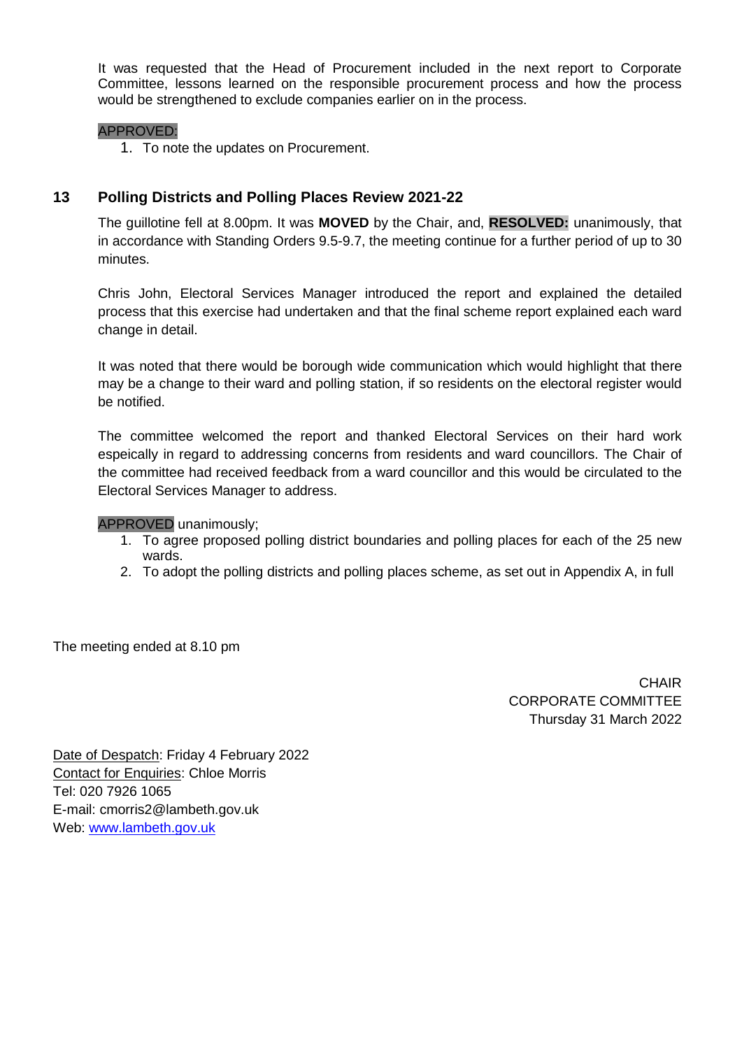It was requested that the Head of Procurement included in the next report to Corporate Committee, lessons learned on the responsible procurement process and how the process would be strengthened to exclude companies earlier on in the process.

APPROVED:

1. To note the updates on Procurement.

## 13 Polling Districts and Polling Places Review 2021-22

The guillotine fell at 8.00pm. It was **MOVED** by the Chair, and, **RESOLVED:** unanimously, that in accordance with Standing Orders 9.5-9.7, the meeting continue for a further period of up to 30 minutes.

Chris John, Electoral Services Manager introduced the report and explained the detailed process that this exercise had undertaken and that the final scheme report explained each ward change in detail.

It was noted that there would be borough wide communication which would highlight that there may be a change to their ward and polling station, if so residents on the electoral register would be notified.

The committee welcomed the report and thanked Electoral Services on their hard work espeically in regard to addressing concerns from residents and ward councillors. The Chair of the committee had received feedback from a ward councillor and this would be circulated to the Electoral Services Manager to address.

APPROVED unanimously;

1. To agree proposed polling district boundaries and polling places for each of the 25 new wards.
2. To adopt the polling districts and polling places scheme, as set out in Appendix A, in full

The meeting ended at 8.10 pm

CHAIR
CORPORATE COMMITTEE
Thursday 31 March 2022

Date of Despatch: Friday 4 February 2022
Contact for Enquiries: Chloe Morris
Tel: 020 7926 1065
E-mail: cmorris2@lambeth.gov.uk
Web: [www.lambeth.gov.uk](http://www.lambeth.gov.uk)